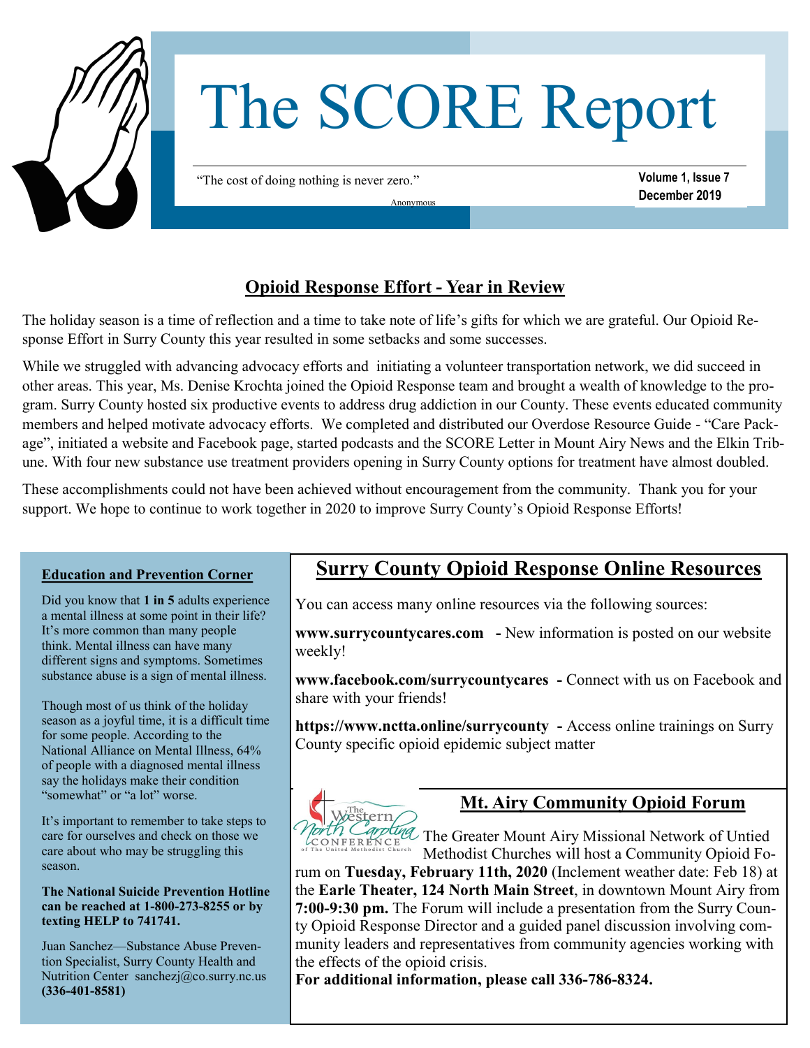# The SCORE Report

"The cost of doing nothing is never zero."

Anonymous

Volume 1, Issue 7
December 2019

## Opioid Response Effort - Year in Review

The holiday season is a time of reflection and a time to take note of life's gifts for which we are grateful. Our Opioid Response Effort in Surry County this year resulted in some setbacks and some successes.

While we struggled with advancing advocacy efforts and initiating a volunteer transportation network, we did succeed in other areas. This year, Ms. Denise Krochta joined the Opioid Response team and brought a wealth of knowledge to the program. Surry County hosted six productive events to address drug addiction in our County. These events educated community members and helped motivate advocacy efforts. We completed and distributed our Overdose Resource Guide - "Care Package", initiated a website and Facebook page, started podcasts and the SCORE Letter in Mount Airy News and the Elkin Tribune. With four new substance use treatment providers opening in Surry County options for treatment have almost doubled.

These accomplishments could not have been achieved without encouragement from the community. Thank you for your support. We hope to continue to work together in 2020 to improve Surry County's Opioid Response Efforts!

### Education and Prevention Corner

Did you know that **1 in 5** adults experience a mental illness at some point in their life? It's more common than many people think. Mental illness can have many different signs and symptoms. Sometimes substance abuse is a sign of mental illness.

Though most of us think of the holiday season as a joyful time, it is a difficult time for some people. According to the National Alliance on Mental Illness, 64% of people with a diagnosed mental illness say the holidays make their condition "somewhat" or "a lot" worse.

It's important to remember to take steps to care for ourselves and check on those we care about who may be struggling this season.

**The National Suicide Prevention Hotline can be reached at 1-800-273-8255 or by texting HELP to 741741.**

Juan Sanchez—Substance Abuse Prevention Specialist, Surry County Health and Nutrition Center sanchezj@co.surry.nc.us **(336-401-8581)**

## Surry County Opioid Response Online Resources

You can access many online resources via the following sources:

**www.surrycountycares.com** - New information is posted on our website weekly!

**www.facebook.com/surrycountycares** - Connect with us on Facebook and share with your friends!

**https://www.nctta.online/surrycounty** - Access online trainings on Surry County specific opioid epidemic subject matter

## Mt. Airy Community Opioid Forum

The Western North Carolina Conference of The United Methodist Church

The Greater Mount Airy Missional Network of Untied Methodist Churches will host a Community Opioid Forum on **Tuesday, February 11th, 2020** (Inclement weather date: Feb 18) at the **Earle Theater, 124 North Main Street**, in downtown Mount Airy from **7:00-9:30 pm.** The Forum will include a presentation from the Surry County Opioid Response Director and a guided panel discussion involving community leaders and representatives from community agencies working with the effects of the opioid crisis.

**For additional information, please call 336-786-8324.**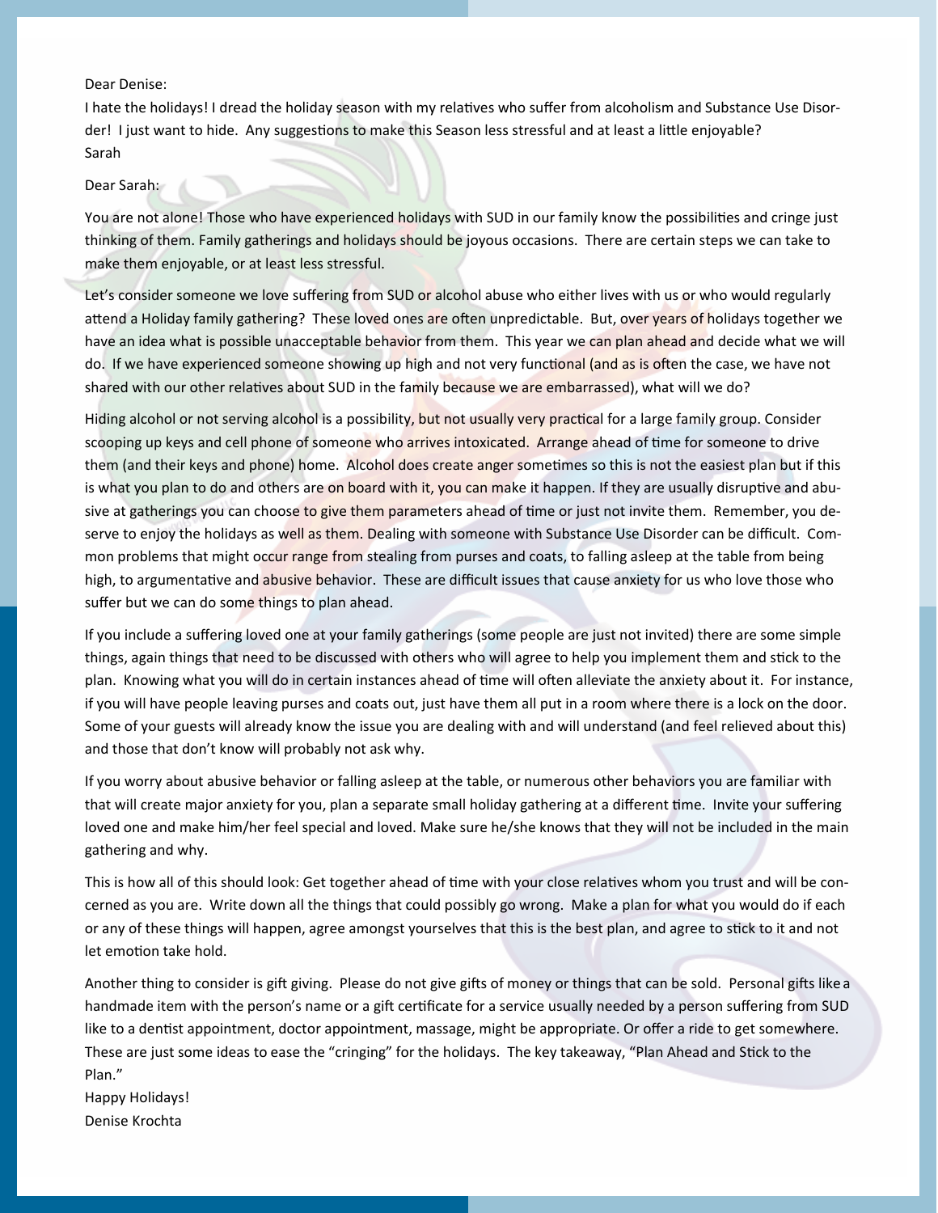Dear Denise:

I hate the holidays! I dread the holiday season with my relatives who suffer from alcoholism and Substance Use Disorder! I just want to hide. Any suggestions to make this Season less stressful and at least a little enjoyable?
Sarah

Dear Sarah:

You are not alone! Those who have experienced holidays with SUD in our family know the possibilities and cringe just thinking of them. Family gatherings and holidays should be joyous occasions. There are certain steps we can take to make them enjoyable, or at least less stressful.

Let's consider someone we love suffering from SUD or alcohol abuse who either lives with us or who would regularly attend a Holiday family gathering? These loved ones are often unpredictable. But, over years of holidays together we have an idea what is possible unacceptable behavior from them. This year we can plan ahead and decide what we will do. If we have experienced someone showing up high and not very functional (and as is often the case, we have not shared with our other relatives about SUD in the family because we are embarrassed), what will we do?

Hiding alcohol or not serving alcohol is a possibility, but not usually very practical for a large family group. Consider scooping up keys and cell phone of someone who arrives intoxicated. Arrange ahead of time for someone to drive them (and their keys and phone) home. Alcohol does create anger sometimes so this is not the easiest plan but if this is what you plan to do and others are on board with it, you can make it happen. If they are usually disruptive and abusive at gatherings you can choose to give them parameters ahead of time or just not invite them. Remember, you deserve to enjoy the holidays as well as them. Dealing with someone with Substance Use Disorder can be difficult. Common problems that might occur range from stealing from purses and coats, to falling asleep at the table from being high, to argumentative and abusive behavior. These are difficult issues that cause anxiety for us who love those who suffer but we can do some things to plan ahead.

If you include a suffering loved one at your family gatherings (some people are just not invited) there are some simple things, again things that need to be discussed with others who will agree to help you implement them and stick to the plan. Knowing what you will do in certain instances ahead of time will often alleviate the anxiety about it. For instance, if you will have people leaving purses and coats out, just have them all put in a room where there is a lock on the door. Some of your guests will already know the issue you are dealing with and will understand (and feel relieved about this) and those that don't know will probably not ask why.

If you worry about abusive behavior or falling asleep at the table, or numerous other behaviors you are familiar with that will create major anxiety for you, plan a separate small holiday gathering at a different time. Invite your suffering loved one and make him/her feel special and loved. Make sure he/she knows that they will not be included in the main gathering and why.

This is how all of this should look: Get together ahead of time with your close relatives whom you trust and will be concerned as you are. Write down all the things that could possibly go wrong. Make a plan for what you would do if each or any of these things will happen, agree amongst yourselves that this is the best plan, and agree to stick to it and not let emotion take hold.

Another thing to consider is gift giving. Please do not give gifts of money or things that can be sold. Personal gifts like a handmade item with the person's name or a gift certificate for a service usually needed by a person suffering from SUD like to a dentist appointment, doctor appointment, massage, might be appropriate. Or offer a ride to get somewhere. These are just some ideas to ease the "cringing" for the holidays. The key takeaway, "Plan Ahead and Stick to the Plan."

Happy Holidays!
Denise Krochta